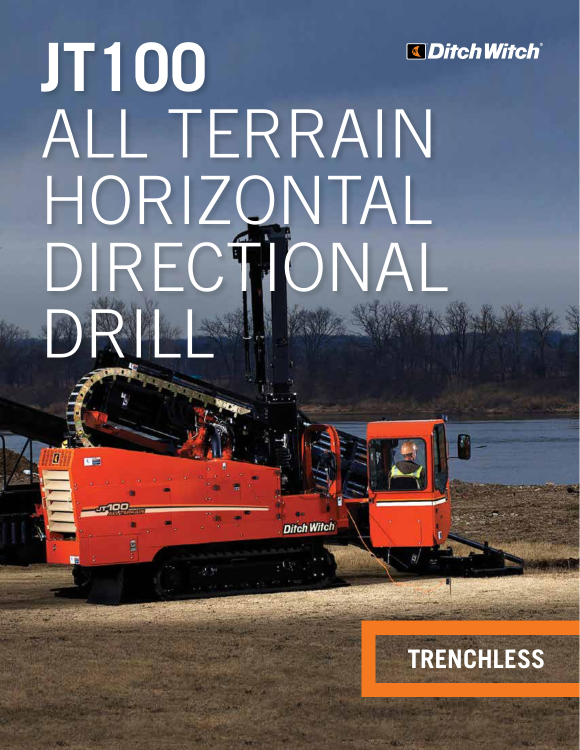# JT100 ALL TERRAIN HORIZONTAL DIRECTIONAL DRILL

Ditch Witch

TRENCHLESS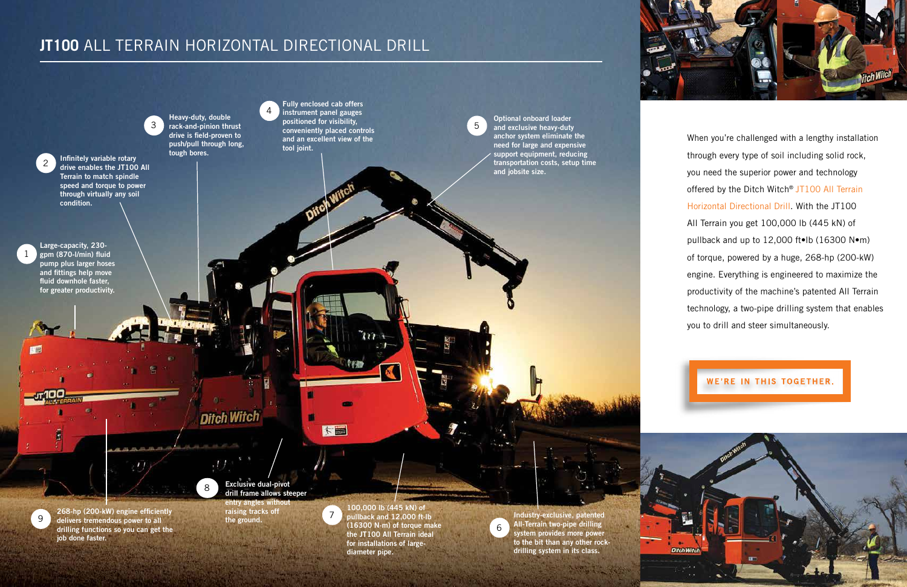# JT100 ALL TERRAIN HORIZONTAL DIRECTIONAL DRILL

1. Large-capacity, 230-gpm (870-l/min) fluid pump plus larger hoses and fittings help move fluid downhole faster, for greater productivity.
2. Infinitely variable rotary drive enables the JT100 All Terrain to match spindle speed and torque to power through virtually any soil condition.
3. Heavy-duty, double rack-and-pinion thrust drive is field-proven to push/pull through long, tough bores.
4. Fully enclosed cab offers instrument panel gauges positioned for visibility, conveniently placed controls and an excellent view of the tool joint.
5. Optional onboard loader and exclusive heavy-duty anchor system eliminate the need for large and expensive support equipment, reducing transportation costs, setup time and jobsite size.
6. Industry-exclusive, patented All-Terrain two-pipe drilling system provides more power to the bit than any other rock-drilling system in its class.
7. 100,000 lb (445 kN) of pullback and 12,000 ft-lb (16300 N-m) of torque make the JT100 All Terrain ideal for installations of large-diameter pipe.
8. Exclusive dual-pivot drill frame allows steeper entry angles without raising tracks off the ground.
9. 268-hp (200-kW) engine efficiently delivers tremendous power to all drilling functions so you can get the job done faster.

When you're challenged with a lengthy installation through every type of soil including solid rock, you need the superior power and technology offered by the Ditch Witch® JT100 All Terrain Horizontal Directional Drill. With the JT100 All Terrain you get 100,000 lb (445 kN) of pullback and up to 12,000 ft•lb (16300 N•m) of torque, powered by a huge, 268-hp (200-kW) engine. Everything is engineered to maximize the productivity of the machine's patented All Terrain technology, a two-pipe drilling system that enables you to drill and steer simultaneously.

WE'RE IN THIS TOGETHER.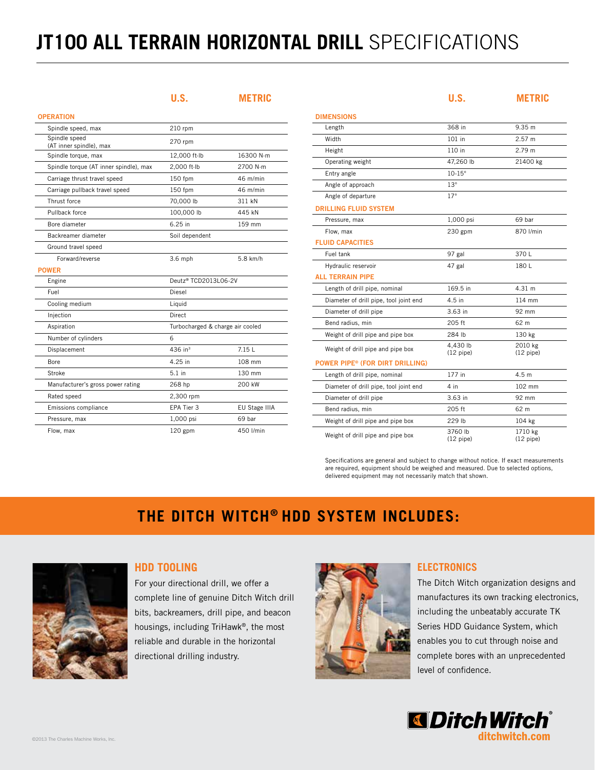# JT100 ALL TERRAIN HORIZONTAL DRILL SPECIFICATIONS

| | U.S. | METRIC |
|---|---|---|
| **OPERATION** | | |
| Spindle speed, max | 210 rpm | |
| Spindle speed (AT inner spindle), max | 270 rpm | |
| Spindle torque, max | 12,000 ft·lb | 16300 N·m |
| Spindle torque (AT inner spindle), max | 2,000 ft·lb | 2700 N·m |
| Carriage thrust travel speed | 150 fpm | 46 m/min |
| Carriage pullback travel speed | 150 fpm | 46 m/min |
| Thrust force | 70,000 lb | 311 kN |
| Pullback force | 100,000 lb | 445 kN |
| Bore diameter | 6.25 in | 159 mm |
| Backreamer diameter | Soil dependent | |
| Ground travel speed | | |
| Forward/reverse | 3.6 mph | 5.8 km/h |
| **POWER** | | |
| Engine | Deutz® TCD2013L06-2V | |
| Fuel | Diesel | |
| Cooling medium | Liquid | |
| Injection | Direct | |
| Aspiration | Turbocharged & charge air cooled | |
| Number of cylinders | 6 | |
| Displacement | 436 $in^3$ | 7.15 L |
| Bore | 4.25 in | 108 mm |
| Stroke | 5.1 in | 130 mm |
| Manufacturer's gross power rating | 268 hp | 200 kW |
| Rated speed | 2,300 rpm | |
| Emissions compliance | EPA Tier 3 | EU Stage IIIA |
| Pressure, max | 1,000 psi | 69 bar |
| Flow, max | 120 gpm | 450 l/min |

| | U.S. | METRIC |
|---|---|---|
| **DIMENSIONS** | | |
| Length | 368 in | 9.35 m |
| Width | 101 in | 2.57 m |
| Height | 110 in | 2.79 m |
| Operating weight | 47,260 lb | 21400 kg |
| Entry angle | 10-15° | |
| Angle of approach | 13° | |
| Angle of departure | 17° | |
| **DRILLING FLUID SYSTEM** | | |
| Pressure, max | 1,000 psi | 69 bar |
| Flow, max | 230 gpm | 870 l/min |
| **FLUID CAPACITIES** | | |
| Fuel tank | 97 gal | 370 L |
| Hydraulic reservoir | 47 gal | 180 L |
| **ALL TERRAIN PIPE** | | |
| Length of drill pipe, nominal | 169.5 in | 4.31 m |
| Diameter of drill pipe, tool joint end | 4.5 in | 114 mm |
| Diameter of drill pipe | 3.63 in | 92 mm |
| Bend radius, min | 205 ft | 62 m |
| Weight of drill pipe and pipe box | 284 lb | 130 kg |
| Weight of drill pipe and pipe box | 4,430 lb (12 pipe) | 2010 kg (12 pipe) |
| **POWER PIPE® (FOR DIRT DRILLING)** | | |
| Length of drill pipe, nominal | 177 in | 4.5 m |
| Diameter of drill pipe, tool joint end | 4 in | 102 mm |
| Diameter of drill pipe | 3.63 in | 92 mm |
| Bend radius, min | 205 ft | 62 m |
| Weight of drill pipe and pipe box | 229 lb | 104 kg |
| Weight of drill pipe and pipe box | 3760 lb (12 pipe) | 1710 kg (12 pipe) |

Specifications are general and subject to change without notice. If exact measurements are required, equipment should be weighed and measured. Due to selected options, delivered equipment may not necessarily match that shown.

## THE DITCH WITCH® HDD SYSTEM INCLUDES:

### HDD TOOLING

For your directional drill, we offer a complete line of genuine Ditch Witch drill bits, backreamers, drill pipe, and beacon housings, including TriHawk®, the most reliable and durable in the horizontal directional drilling industry.

### ELECTRONICS

The Ditch Witch organization designs and manufactures its own tracking electronics, including the unbeatably accurate TK Series HDD Guidance System, which enables you to cut through noise and complete bores with an unprecedented level of confidence.

Ditch Witch®
ditchwitch.com

©2013 The Charles Machine Works, Inc.